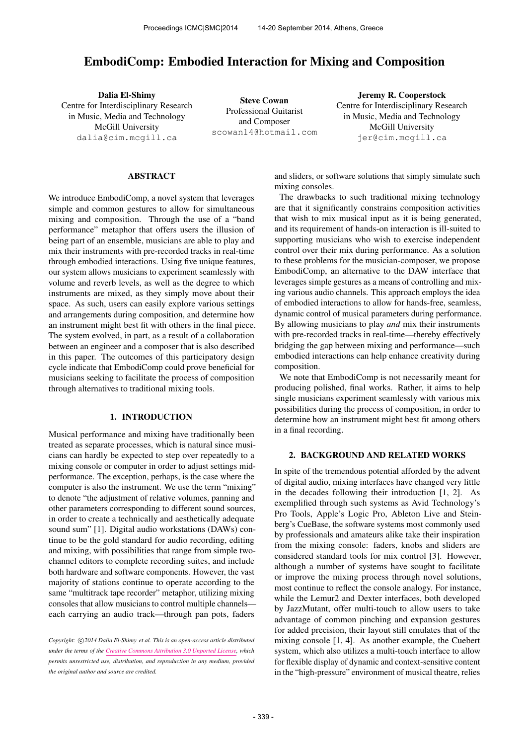# EmbodiComp: Embodied Interaction for Mixing and Composition

**Dalia El-Shimy**
Centre for Interdisciplinary Research
in Music, Media and Technology
McGill University
dalia@cim.mcgill.ca

**Steve Cowan**
Professional Guitarist
and Composer
scowan14@hotmail.com

**Jeremy R. Cooperstock**
Centre for Interdisciplinary Research
in Music, Media and Technology
McGill University
jer@cim.mcgill.ca

## ABSTRACT

We introduce EmbodiComp, a novel system that leverages simple and common gestures to allow for simultaneous mixing and composition. Through the use of a "band performance" metaphor that offers users the illusion of being part of an ensemble, musicians are able to play and mix their instruments with pre-recorded tracks in real-time through embodied interactions. Using five unique features, our system allows musicians to experiment seamlessly with volume and reverb levels, as well as the degree to which instruments are mixed, as they simply move about their space. As such, users can easily explore various settings and arrangements during composition, and determine how an instrument might best fit with others in the final piece. The system evolved, in part, as a result of a collaboration between an engineer and a composer that is also described in this paper. The outcomes of this participatory design cycle indicate that EmbodiComp could prove beneficial for musicians seeking to facilitate the process of composition through alternatives to traditional mixing tools.

## 1. INTRODUCTION

Musical performance and mixing have traditionally been treated as separate processes, which is natural since musicians can hardly be expected to step over repeatedly to a mixing console or computer in order to adjust settings mid-performance. The exception, perhaps, is the case where the computer is also the instrument. We use the term "mixing" to denote "the adjustment of relative volumes, panning and other parameters corresponding to different sound sources, in order to create a technically and aesthetically adequate sound sum" [1]. Digital audio workstations (DAWs) continue to be the gold standard for audio recording, editing and mixing, with possibilities that range from simple two-channel editors to complete recording suites, and include both hardware and software components. However, the vast majority of stations continue to operate according to the same "multitrack tape recorder" metaphor, utilizing mixing consoles that allow musicians to control multiple channels—each carrying an audio track—through pan pots, faders and sliders, or software solutions that simply simulate such mixing consoles.

The drawbacks to such traditional mixing technology are that it significantly constrains composition activities that wish to mix musical input as it is being generated, and its requirement of hands-on interaction is ill-suited to supporting musicians who wish to exercise independent control over their mix during performance. As a solution to these problems for the musician-composer, we propose EmbodiComp, an alternative to the DAW interface that leverages simple gestures as a means of controlling and mixing various audio channels. This approach employs the idea of embodied interactions to allow for hands-free, seamless, dynamic control of musical parameters during performance. By allowing musicians to play *and* mix their instruments with pre-recorded tracks in real-time—thereby effectively bridging the gap between mixing and performance—such embodied interactions can help enhance creativity during composition.

We note that EmbodiComp is not necessarily meant for producing polished, final works. Rather, it aims to help single musicians experiment seamlessly with various mix possibilities during the process of composition, in order to determine how an instrument might best fit among others in a final recording.

*Copyright: ©2014 Dalia El-Shimy et al. This is an open-access article distributed under the terms of the Creative Commons Attribution 3.0 Unported License, which permits unrestricted use, distribution, and reproduction in any medium, provided the original author and source are credited.*

## 2. BACKGROUND AND RELATED WORKS

In spite of the tremendous potential afforded by the advent of digital audio, mixing interfaces have changed very little in the decades following their introduction [1, 2]. As exemplified through such systems as Avid Technology's Pro Tools, Apple's Logic Pro, Ableton Live and Steinberg's CueBase, the software systems most commonly used by professionals and amateurs alike take their inspiration from the mixing console: faders, knobs and sliders are considered standard tools for mix control [3]. However, although a number of systems have sought to facilitate or improve the mixing process through novel solutions, most continue to reflect the console analogy. For instance, while the Lemur2 and Dexter interfaces, both developed by JazzMutant, offer multi-touch to allow users to take advantage of common pinching and expansion gestures for added precision, their layout still emulates that of the mixing console [1, 4]. As another example, the Cuebert system, which also utilizes a multi-touch interface to allow for flexible display of dynamic and context-sensitive content in the "high-pressure" environment of musical theatre, relies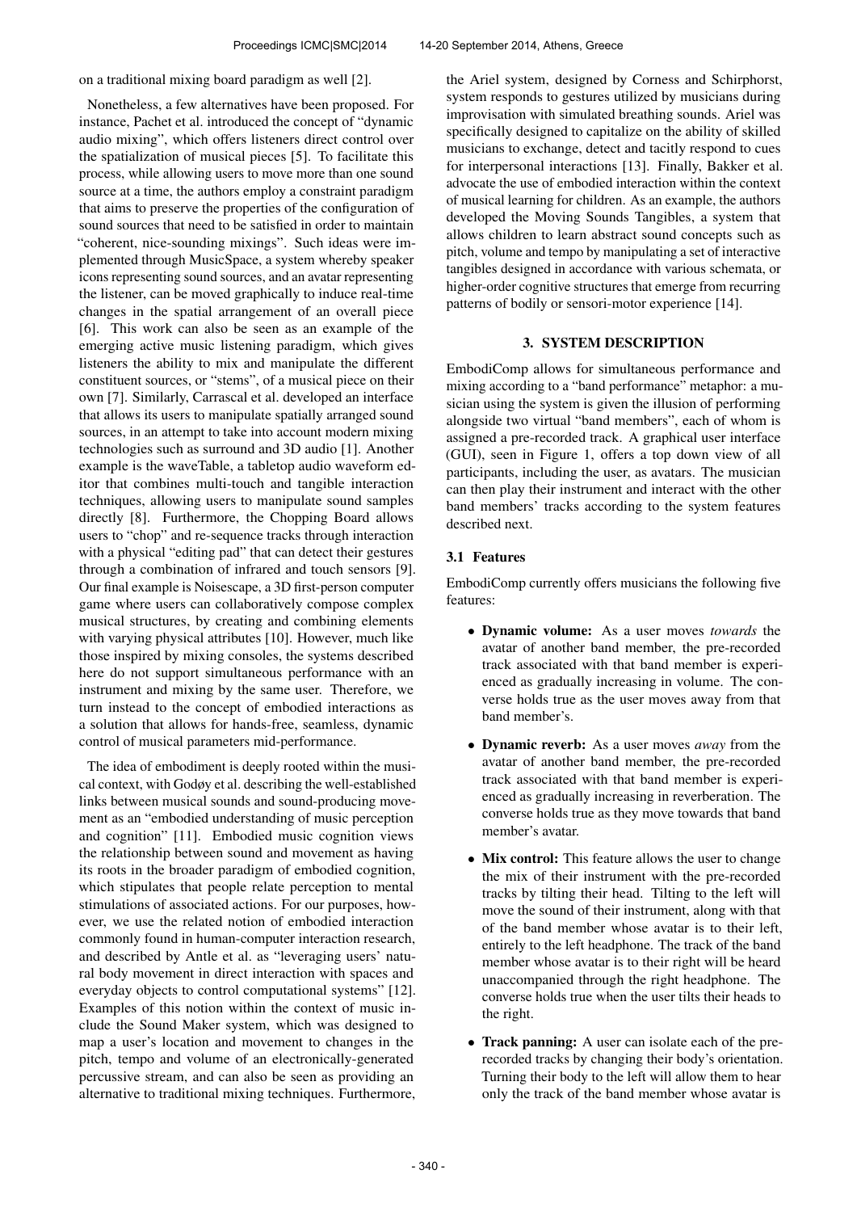on a traditional mixing board paradigm as well [2].

Nonetheless, a few alternatives have been proposed. For instance, Pachet et al. introduced the concept of "dynamic audio mixing", which offers listeners direct control over the spatialization of musical pieces [5]. To facilitate this process, while allowing users to move more than one sound source at a time, the authors employ a constraint paradigm that aims to preserve the properties of the configuration of sound sources that need to be satisfied in order to maintain "coherent, nice-sounding mixings". Such ideas were implemented through MusicSpace, a system whereby speaker icons representing sound sources, and an avatar representing the listener, can be moved graphically to induce real-time changes in the spatial arrangement of an overall piece [6]. This work can also be seen as an example of the emerging active music listening paradigm, which gives listeners the ability to mix and manipulate the different constituent sources, or "stems", of a musical piece on their own [7]. Similarly, Carrascal et al. developed an interface that allows its users to manipulate spatially arranged sound sources, in an attempt to take into account modern mixing technologies such as surround and 3D audio [1]. Another example is the waveTable, a tabletop audio waveform editor that combines multi-touch and tangible interaction techniques, allowing users to manipulate sound samples directly [8]. Furthermore, the Chopping Board allows users to "chop" and re-sequence tracks through interaction with a physical "editing pad" that can detect their gestures through a combination of infrared and touch sensors [9]. Our final example is Noisescape, a 3D first-person computer game where users can collaboratively compose complex musical structures, by creating and combining elements with varying physical attributes [10]. However, much like those inspired by mixing consoles, the systems described here do not support simultaneous performance with an instrument and mixing by the same user. Therefore, we turn instead to the concept of embodied interactions as a solution that allows for hands-free, seamless, dynamic control of musical parameters mid-performance.

The idea of embodiment is deeply rooted within the musical context, with Godøy et al. describing the well-established links between musical sounds and sound-producing movement as an "embodied understanding of music perception and cognition" [11]. Embodied music cognition views the relationship between sound and movement as having its roots in the broader paradigm of embodied cognition, which stipulates that people relate perception to mental stimulations of associated actions. For our purposes, however, we use the related notion of embodied interaction commonly found in human-computer interaction research, and described by Antle et al. as "leveraging users' natural body movement in direct interaction with spaces and everyday objects to control computational systems" [12]. Examples of this notion within the context of music include the Sound Maker system, which was designed to map a user's location and movement to changes in the pitch, tempo and volume of an electronically-generated percussive stream, and can also be seen as providing an alternative to traditional mixing techniques. Furthermore, the Ariel system, designed by Corness and Schirphorst, system responds to gestures utilized by musicians during improvisation with simulated breathing sounds. Ariel was specifically designed to capitalize on the ability of skilled musicians to exchange, detect and tacitly respond to cues for interpersonal interactions [13]. Finally, Bakker et al. advocate the use of embodied interaction within the context of musical learning for children. As an example, the authors developed the Moving Sounds Tangibles, a system that allows children to learn abstract sound concepts such as pitch, volume and tempo by manipulating a set of interactive tangibles designed in accordance with various schemata, or higher-order cognitive structures that emerge from recurring patterns of bodily or sensori-motor experience [14].

## 3. SYSTEM DESCRIPTION

EmbodiComp allows for simultaneous performance and mixing according to a "band performance" metaphor: a musician using the system is given the illusion of performing alongside two virtual "band members", each of whom is assigned a pre-recorded track. A graphical user interface (GUI), seen in Figure 1, offers a top down view of all participants, including the user, as avatars. The musician can then play their instrument and interact with the other band members' tracks according to the system features described next.

### 3.1 Features

EmbodiComp currently offers musicians the following five features:

- **Dynamic volume:** As a user moves *towards* the avatar of another band member, the pre-recorded track associated with that band member is experienced as gradually increasing in volume. The converse holds true as the user moves away from that band member's.
- **Dynamic reverb:** As a user moves *away* from the avatar of another band member, the pre-recorded track associated with that band member is experienced as gradually increasing in reverberation. The converse holds true as they move towards that band member's avatar.
- **Mix control:** This feature allows the user to change the mix of their instrument with the pre-recorded tracks by tilting their head. Tilting to the left will move the sound of their instrument, along with that of the band member whose avatar is to their left, entirely to the left headphone. The track of the band member whose avatar is to their right will be heard unaccompanied through the right headphone. The converse holds true when the user tilts their heads to the right.
- **Track panning:** A user can isolate each of the pre-recorded tracks by changing their body's orientation. Turning their body to the left will allow them to hear only the track of the band member whose avatar is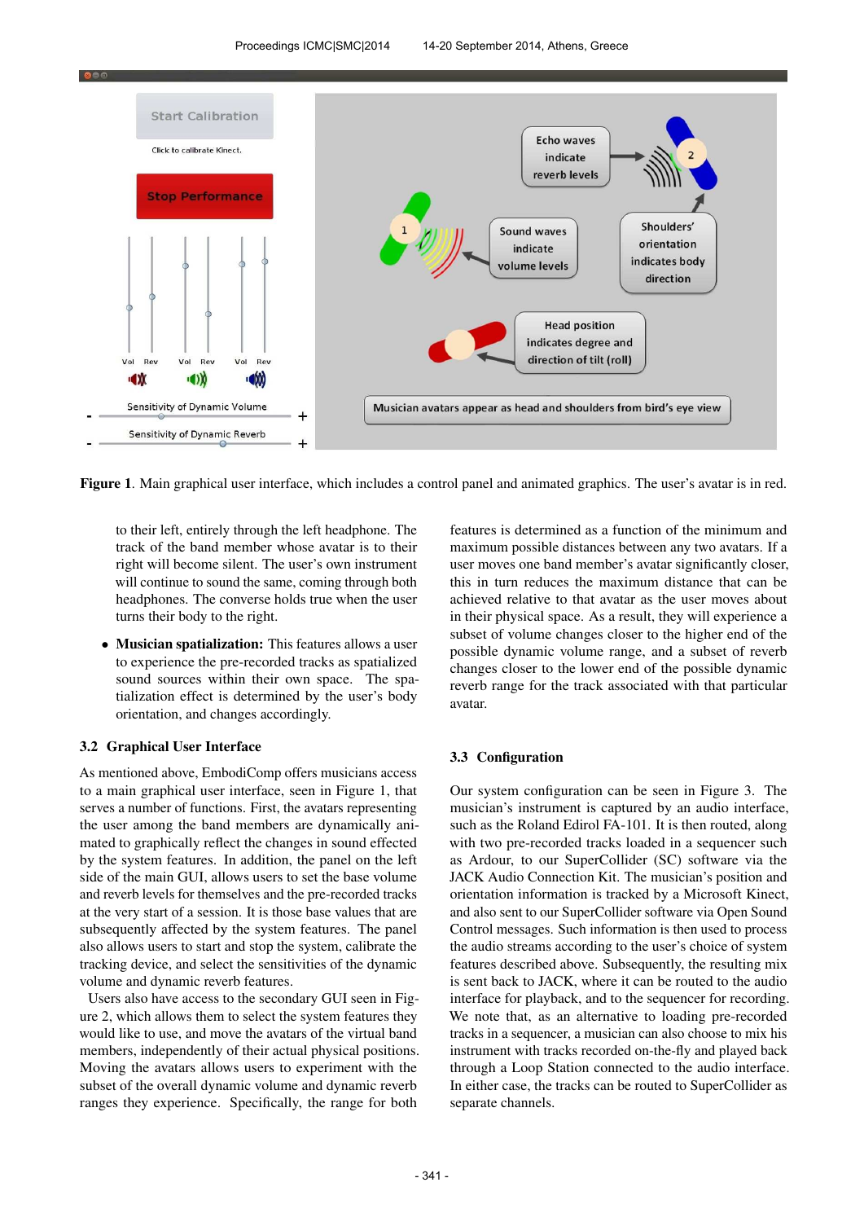**Figure 1**. Main graphical user interface, which includes a control panel and animated graphics. The user's avatar is in red.

to their left, entirely through the left headphone. The track of the band member whose avatar is to their right will become silent. The user's own instrument will continue to sound the same, coming through both headphones. The converse holds true when the user turns their body to the right.

- **Musician spatialization:** This features allows a user to experience the pre-recorded tracks as spatialized sound sources within their own space. The spatialization effect is determined by the user's body orientation, and changes accordingly.

### 3.2 Graphical User Interface

As mentioned above, EmbodiComp offers musicians access to a main graphical user interface, seen in Figure 1, that serves a number of functions. First, the avatars representing the user among the band members are dynamically animated to graphically reflect the changes in sound effected by the system features. In addition, the panel on the left side of the main GUI, allows users to set the base volume and reverb levels for themselves and the pre-recorded tracks at the very start of a session. It is those base values that are subsequently affected by the system features. The panel also allows users to start and stop the system, calibrate the tracking device, and select the sensitivities of the dynamic volume and dynamic reverb features.

Users also have access to the secondary GUI seen in Figure 2, which allows them to select the system features they would like to use, and move the avatars of the virtual band members, independently of their actual physical positions. Moving the avatars allows users to experiment with the subset of the overall dynamic volume and dynamic reverb ranges they experience. Specifically, the range for both features is determined as a function of the minimum and maximum possible distances between any two avatars. If a user moves one band member's avatar significantly closer, this in turn reduces the maximum distance that can be achieved relative to that avatar as the user moves about in their physical space. As a result, they will experience a subset of volume changes closer to the higher end of the possible dynamic volume range, and a subset of reverb changes closer to the lower end of the possible dynamic reverb range for the track associated with that particular avatar.

### 3.3 Configuration

Our system configuration can be seen in Figure 3. The musician's instrument is captured by an audio interface, such as the Roland Edirol FA-101. It is then routed, along with two pre-recorded tracks loaded in a sequencer such as Ardour, to our SuperCollider (SC) software via the JACK Audio Connection Kit. The musician's position and orientation information is tracked by a Microsoft Kinect, and also sent to our SuperCollider software via Open Sound Control messages. Such information is then used to process the audio streams according to the user's choice of system features described above. Subsequently, the resulting mix is sent back to JACK, where it can be routed to the audio interface for playback, and to the sequencer for recording. We note that, as an alternative to loading pre-recorded tracks in a sequencer, a musician can also choose to mix his instrument with tracks recorded on-the-fly and played back through a Loop Station connected to the audio interface. In either case, the tracks can be routed to SuperCollider as separate channels.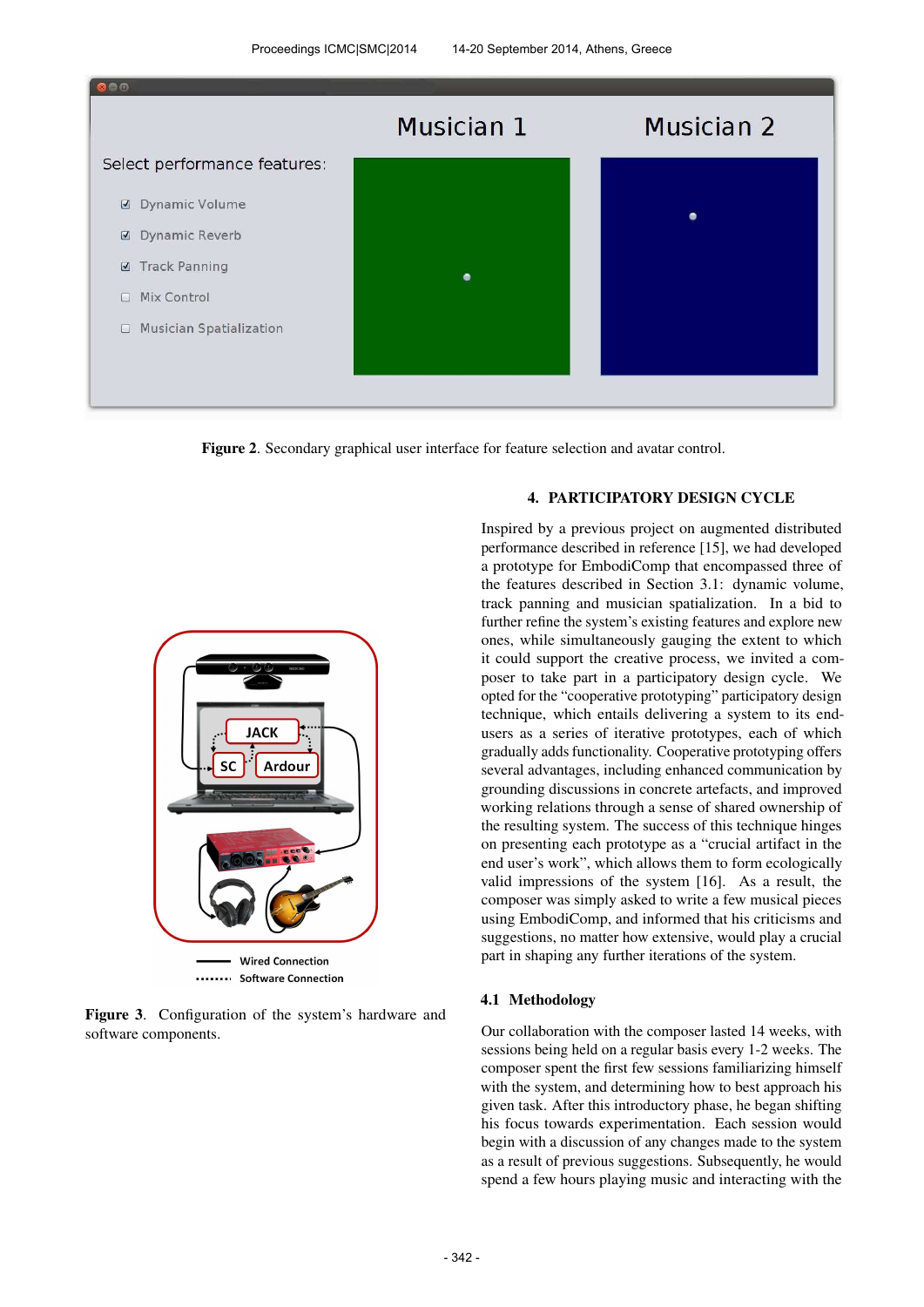Figure 2. Secondary graphical user interface for feature selection and avatar control.

Figure 3. Configuration of the system's hardware and software components.

## 4. PARTICIPATORY DESIGN CYCLE

Inspired by a previous project on augmented distributed performance described in reference [15], we had developed a prototype for EmbodiComp that encompassed three of the features described in Section 3.1: dynamic volume, track panning and musician spatialization. In a bid to further refine the system's existing features and explore new ones, while simultaneously gauging the extent to which it could support the creative process, we invited a composer to take part in a participatory design cycle. We opted for the "cooperative prototyping" participatory design technique, which entails delivering a system to its end-users as a series of iterative prototypes, each of which gradually adds functionality. Cooperative prototyping offers several advantages, including enhanced communication by grounding discussions in concrete artefacts, and improved working relations through a sense of shared ownership of the resulting system. The success of this technique hinges on presenting each prototype as a "crucial artifact in the end user's work", which allows them to form ecologically valid impressions of the system [16]. As a result, the composer was simply asked to write a few musical pieces using EmbodiComp, and informed that his criticisms and suggestions, no matter how extensive, would play a crucial part in shaping any further iterations of the system.

### 4.1 Methodology

Our collaboration with the composer lasted 14 weeks, with sessions being held on a regular basis every 1-2 weeks. The composer spent the first few sessions familiarizing himself with the system, and determining how to best approach his given task. After this introductory phase, he began shifting his focus towards experimentation. Each session would begin with a discussion of any changes made to the system as a result of previous suggestions. Subsequently, he would spend a few hours playing music and interacting with the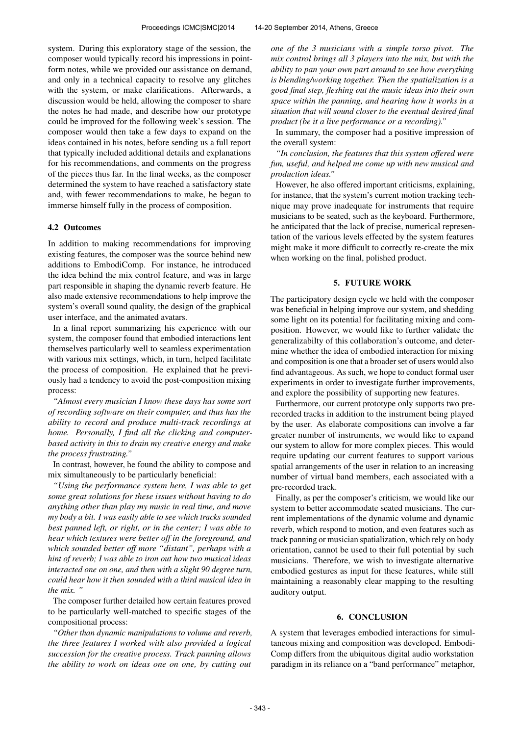system. During this exploratory stage of the session, the composer would typically record his impressions in point-form notes, while we provided our assistance on demand, and only in a technical capacity to resolve any glitches with the system, or make clarifications. Afterwards, a discussion would be held, allowing the composer to share the notes he had made, and describe how our prototype could be improved for the following week's session. The composer would then take a few days to expand on the ideas contained in his notes, before sending us a full report that typically included additional details and explanations for his recommendations, and comments on the progress of the pieces thus far. In the final weeks, as the composer determined the system to have reached a satisfactory state and, with fewer recommendations to make, he began to immerse himself fully in the process of composition.

### 4.2 Outcomes

In addition to making recommendations for improving existing features, the composer was the source behind new additions to EmbodiComp. For instance, he introduced the idea behind the mix control feature, and was in large part responsible in shaping the dynamic reverb feature. He also made extensive recommendations to help improve the system's overall sound quality, the design of the graphical user interface, and the animated avatars.

In a final report summarizing his experience with our system, the composer found that embodied interactions lent themselves particularly well to seamless experimentation with various mix settings, which, in turn, helped facilitate the process of composition. He explained that he previously had a tendency to avoid the post-composition mixing process:

*"Almost every musician I know these days has some sort of recording software on their computer, and thus has the ability to record and produce multi-track recordings at home. Personally, I find all the clicking and computer-based activity in this to drain my creative energy and make the process frustrating."*

In contrast, however, he found the ability to compose and mix simultaneously to be particularly beneficial:

*"Using the performance system here, I was able to get some great solutions for these issues without having to do anything other than play my music in real time, and move my body a bit. I was easily able to see which tracks sounded best panned left, or right, or in the center; I was able to hear which textures were better off in the foreground, and which sounded better off more "distant", perhaps with a hint of reverb; I was able to iron out how two musical ideas interacted one on one, and then with a slight 90 degree turn, could hear how it then sounded with a third musical idea in the mix. "*

The composer further detailed how certain features proved to be particularly well-matched to specific stages of the compositional process:

*"Other than dynamic manipulations to volume and reverb, the three features I worked with also provided a logical succession for the creative process. Track panning allows the ability to work on ideas one on one, by cutting out one of the 3 musicians with a simple torso pivot. The mix control brings all 3 players into the mix, but with the ability to pan your own part around to see how everything is blending/working together. Then the spatialization is a good final step, fleshing out the music ideas into their own space within the panning, and hearing how it works in a situation that will sound closer to the eventual desired final product (be it a live performance or a recording)."*

In summary, the composer had a positive impression of the overall system:

*"In conclusion, the features that this system offered were fun, useful, and helped me come up with new musical and production ideas."*

However, he also offered important criticisms, explaining, for instance, that the system's current motion tracking technique may prove inadequate for instruments that require musicians to be seated, such as the keyboard. Furthermore, he anticipated that the lack of precise, numerical representation of the various levels effected by the system features might make it more difficult to correctly re-create the mix when working on the final, polished product.

## 5. FUTURE WORK

The participatory design cycle we held with the composer was beneficial in helping improve our system, and shedding some light on its potential for facilitating mixing and composition. However, we would like to further validate the generalizabilty of this collaboration's outcome, and determine whether the idea of embodied interaction for mixing and composition is one that a broader set of users would also find advantageous. As such, we hope to conduct formal user experiments in order to investigate further improvements, and explore the possibility of supporting new features.

Furthermore, our current prototype only supports two pre-recorded tracks in addition to the instrument being played by the user. As elaborate compositions can involve a far greater number of instruments, we would like to expand our system to allow for more complex pieces. This would require updating our current features to support various spatial arrangements of the user in relation to an increasing number of virtual band members, each associated with a pre-recorded track.

Finally, as per the composer's criticism, we would like our system to better accommodate seated musicians. The current implementations of the dynamic volume and dynamic reverb, which respond to motion, and even features such as track panning or musician spatialization, which rely on body orientation, cannot be used to their full potential by such musicians. Therefore, we wish to investigate alternative embodied gestures as input for these features, while still maintaining a reasonably clear mapping to the resulting auditory output.

## 6. CONCLUSION

A system that leverages embodied interactions for simultaneous mixing and composition was developed. EmbodiComp differs from the ubiquitous digital audio workstation paradigm in its reliance on a "band performance" metaphor,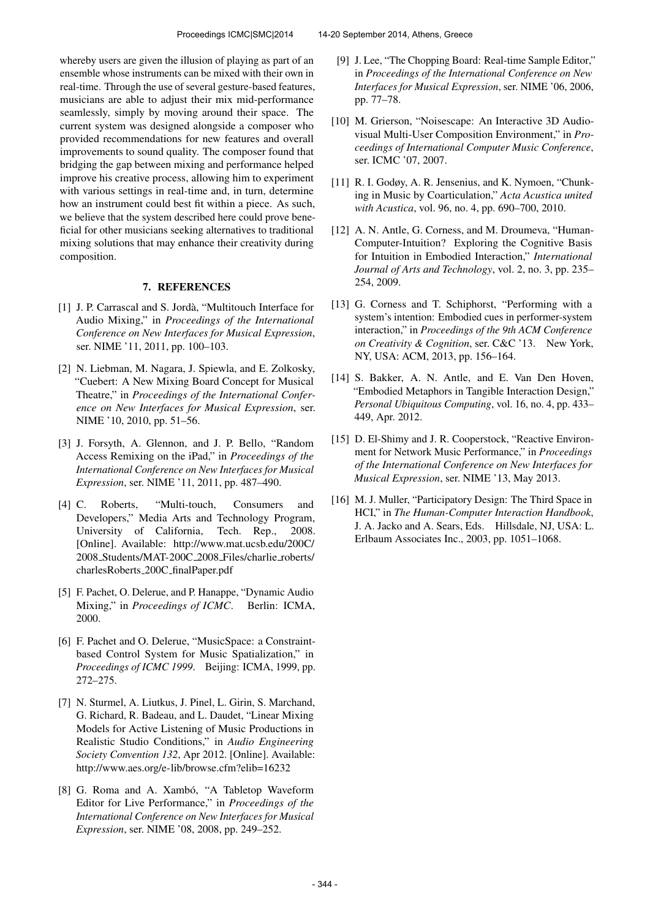whereby users are given the illusion of playing as part of an ensemble whose instruments can be mixed with their own in real-time. Through the use of several gesture-based features, musicians are able to adjust their mix mid-performance seamlessly, simply by moving around their space. The current system was designed alongside a composer who provided recommendations for new features and overall improvements to sound quality. The composer found that bridging the gap between mixing and performance helped improve his creative process, allowing him to experiment with various settings in real-time and, in turn, determine how an instrument could best fit within a piece. As such, we believe that the system described here could prove beneficial for other musicians seeking alternatives to traditional mixing solutions that may enhance their creativity during composition.

## 7. REFERENCES

[1] J. P. Carrascal and S. Jordà, "Multitouch Interface for Audio Mixing," in *Proceedings of the International Conference on New Interfaces for Musical Expression*, ser. NIME '11, 2011, pp. 100–103.

[2] N. Liebman, M. Nagara, J. Spiewla, and E. Zolkosky, "Cuebert: A New Mixing Board Concept for Musical Theatre," in *Proceedings of the International Conference on New Interfaces for Musical Expression*, ser. NIME '10, 2010, pp. 51–56.

[3] J. Forsyth, A. Glennon, and J. P. Bello, "Random Access Remixing on the iPad," in *Proceedings of the International Conference on New Interfaces for Musical Expression*, ser. NIME '11, 2011, pp. 487–490.

[4] C. Roberts, "Multi-touch, Consumers and Developers," Media Arts and Technology Program, University of California, Tech. Rep., 2008. [Online]. Available: http://www.mat.ucsb.edu/200C/2008_Students/MAT-200C_2008_Files/charlie_roberts/charlesRoberts_200C_finalPaper.pdf

[5] F. Pachet, O. Delerue, and P. Hanappe, "Dynamic Audio Mixing," in *Proceedings of ICMC*. Berlin: ICMA, 2000.

[6] F. Pachet and O. Delerue, "MusicSpace: a Constraint-based Control System for Music Spatialization," in *Proceedings of ICMC 1999*. Beijing: ICMA, 1999, pp. 272–275.

[7] N. Sturmel, A. Liutkus, J. Pinel, L. Girin, S. Marchand, G. Richard, R. Badeau, and L. Daudet, "Linear Mixing Models for Active Listening of Music Productions in Realistic Studio Conditions," in *Audio Engineering Society Convention 132*, Apr 2012. [Online]. Available: http://www.aes.org/e-lib/browse.cfm?elib=16232

[8] G. Roma and A. Xambó, "A Tabletop Waveform Editor for Live Performance," in *Proceedings of the International Conference on New Interfaces for Musical Expression*, ser. NIME '08, 2008, pp. 249–252.

[9] J. Lee, "The Chopping Board: Real-time Sample Editor," in *Proceedings of the International Conference on New Interfaces for Musical Expression*, ser. NIME '06, 2006, pp. 77–78.

[10] M. Grierson, "Noisescape: An Interactive 3D Audiovisual Multi-User Composition Environment," in *Proceedings of International Computer Music Conference*, ser. ICMC '07, 2007.

[11] R. I. Godøy, A. R. Jensenius, and K. Nymoen, "Chunking in Music by Coarticulation," *Acta Acustica united with Acustica*, vol. 96, no. 4, pp. 690–700, 2010.

[12] A. N. Antle, G. Corness, and M. Droumeva, "Human-Computer-Intuition? Exploring the Cognitive Basis for Intuition in Embodied Interaction," *International Journal of Arts and Technology*, vol. 2, no. 3, pp. 235–254, 2009.

[13] G. Corness and T. Schiphorst, "Performing with a system's intention: Embodied cues in performer-system interaction," in *Proceedings of the 9th ACM Conference on Creativity & Cognition*, ser. C&C '13. New York, NY, USA: ACM, 2013, pp. 156–164.

[14] S. Bakker, A. N. Antle, and E. Van Den Hoven, "Embodied Metaphors in Tangible Interaction Design," *Personal Ubiquitous Computing*, vol. 16, no. 4, pp. 433–449, Apr. 2012.

[15] D. El-Shimy and J. R. Cooperstock, "Reactive Environment for Network Music Performance," in *Proceedings of the International Conference on New Interfaces for Musical Expression*, ser. NIME '13, May 2013.

[16] M. J. Muller, "Participatory Design: The Third Space in HCI," in *The Human-Computer Interaction Handbook*, J. A. Jacko and A. Sears, Eds. Hillsdale, NJ, USA: L. Erlbaum Associates Inc., 2003, pp. 1051–1068.